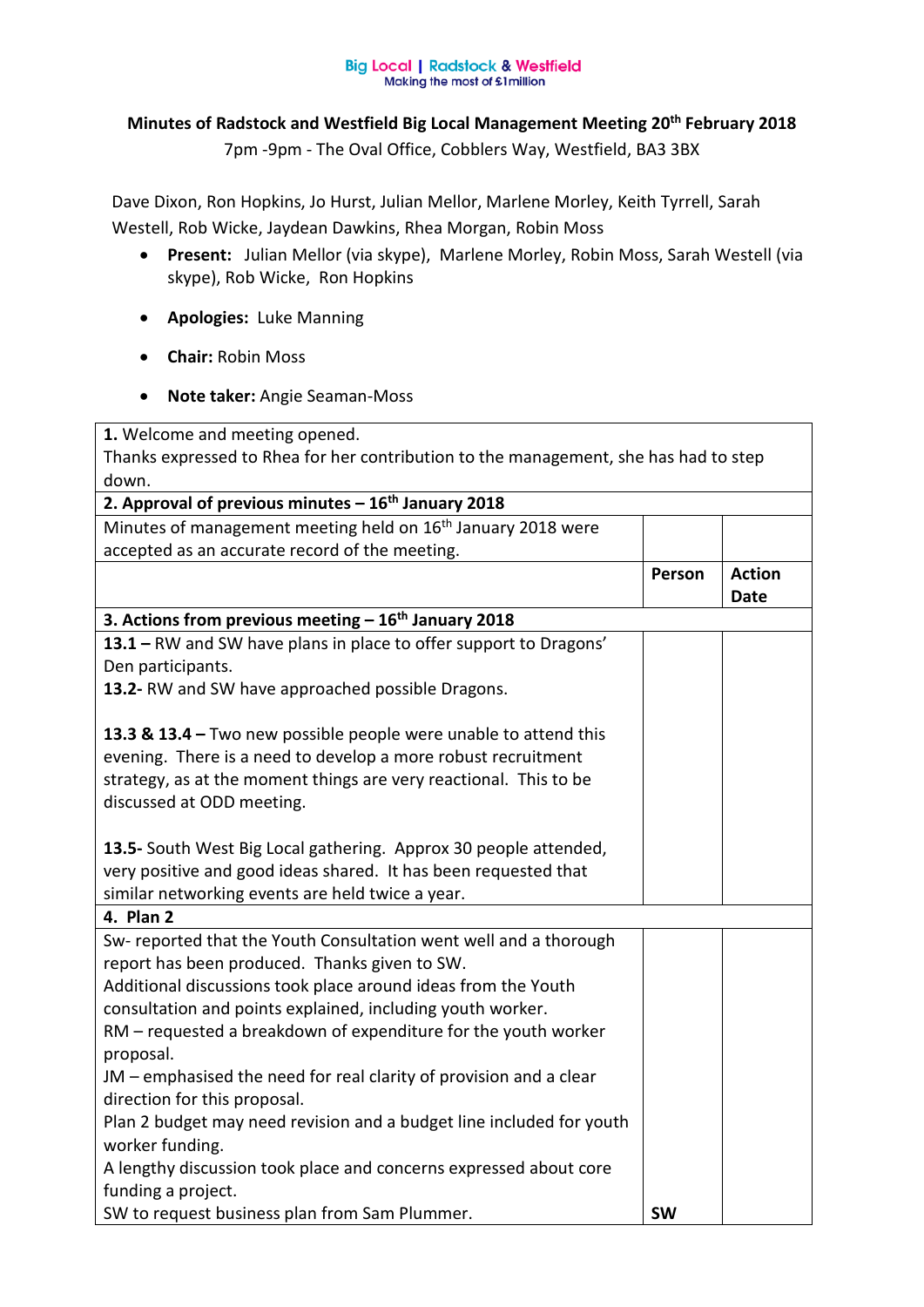Big Local | Radstock & Westfield
Making the most of £1million

# Minutes of Radstock and Westfield Big Local Management Meeting 20th February 2018

7pm -9pm - The Oval Office, Cobblers Way, Westfield, BA3 3BX

Dave Dixon, Ron Hopkins, Jo Hurst, Julian Mellor, Marlene Morley, Keith Tyrrell, Sarah Westell, Rob Wicke, Jaydean Dawkins, Rhea Morgan, Robin Moss

- **Present:** Julian Mellor (via skype), Marlene Morley, Robin Moss, Sarah Westell (via skype), Rob Wicke, Ron Hopkins
- **Apologies:** Luke Manning
- **Chair:** Robin Moss
- **Note taker:** Angie Seaman-Moss

| | | |
|---|---|---|
| **1.** Welcome and meeting opened.<br>Thanks expressed to Rhea for her contribution to the management, she has had to step down. | | |
| **2. Approval of previous minutes – 16th January 2018** | | |
| Minutes of management meeting held on 16th January 2018 were accepted as an accurate record of the meeting. | | |
| | **Person** | **Action Date** |
| **3. Actions from previous meeting – 16th January 2018** | | |
| **13.1 –** RW and SW have plans in place to offer support to Dragons' Den participants.<br>**13.2-** RW and SW have approached possible Dragons.<br><br>**13.3 & 13.4 –** Two new possible people were unable to attend this evening. There is a need to develop a more robust recruitment strategy, as at the moment things are very reactional. This to be discussed at ODD meeting.<br><br>**13.5-** South West Big Local gathering. Approx 30 people attended, very positive and good ideas shared. It has been requested that similar networking events are held twice a year. | | |
| **4. Plan 2** | | |
| Sw- reported that the Youth Consultation went well and a thorough report has been produced. Thanks given to SW.<br>Additional discussions took place around ideas from the Youth consultation and points explained, including youth worker.<br>RM – requested a breakdown of expenditure for the youth worker proposal.<br>JM – emphasised the need for real clarity of provision and a clear direction for this proposal.<br>Plan 2 budget may need revision and a budget line included for youth worker funding.<br>A lengthy discussion took place and concerns expressed about core funding a project.<br>SW to request business plan from Sam Plummer. | **SW** | |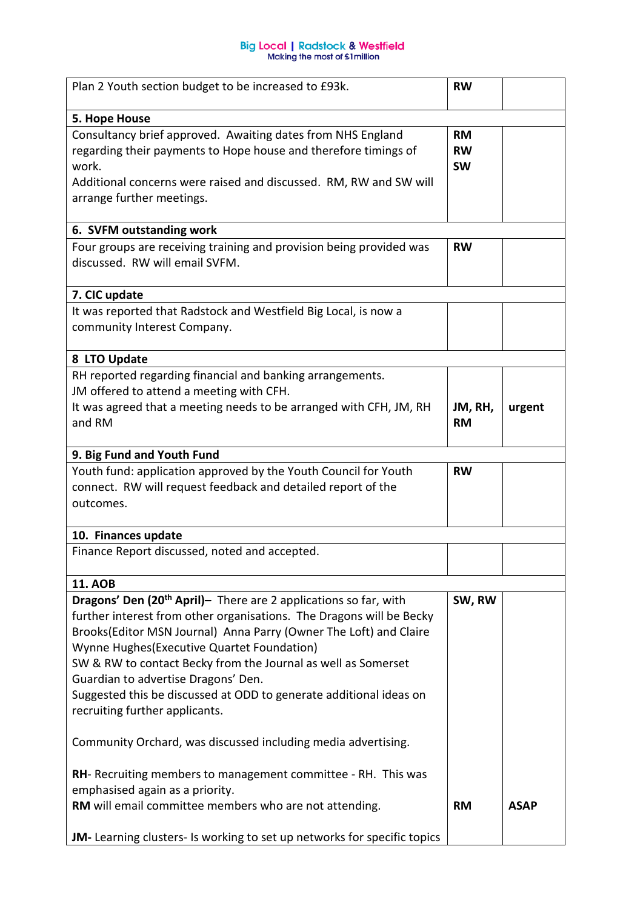| | | |
|---|---|---|
| Plan 2 Youth section budget to be increased to £93k. | **RW** | |
| **5. Hope House** | | |
| Consultancy brief approved. Awaiting dates from NHS England regarding their payments to Hope house and therefore timings of work.<br>Additional concerns were raised and discussed. RM, RW and SW will arrange further meetings. | **RM**<br>**RW**<br>**SW** | |
| **6. SVFM outstanding work** | | |
| Four groups are receiving training and provision being provided was discussed. RW will email SVFM. | **RW** | |
| **7. CIC update** | | |
| It was reported that Radstock and Westfield Big Local, is now a community Interest Company. | | |
| **8 LTO Update** | | |
| RH reported regarding financial and banking arrangements.<br>JM offered to attend a meeting with CFH.<br>It was agreed that a meeting needs to be arranged with CFH, JM, RH and RM | **JM, RH, RM** | urgent |
| **9. Big Fund and Youth Fund** | | |
| Youth fund: application approved by the Youth Council for Youth connect. RW will request feedback and detailed report of the outcomes. | **RW** | |
| **10. Finances update** | | |
| Finance Report discussed, noted and accepted. | | |
| **11. AOB** | | |
| **Dragons' Den (20th April)–** There are 2 applications so far, with further interest from other organisations. The Dragons will be Becky Brooks(Editor MSN Journal) Anna Parry (Owner The Loft) and Claire Wynne Hughes(Executive Quartet Foundation)<br>SW & RW to contact Becky from the Journal as well as Somerset Guardian to advertise Dragons' Den.<br>Suggested this be discussed at ODD to generate additional ideas on recruiting further applicants.<br><br>Community Orchard, was discussed including media advertising.<br><br>**RH**- Recruiting members to management committee - RH. This was emphasised again as a priority.<br>**RM** will email committee members who are not attending.<br><br>**JM-** Learning clusters- Is working to set up networks for specific topics | **SW, RW**<br><br><br><br><br><br><br><br><br><br><br><br>**RM** | <br><br><br><br><br><br><br><br><br><br><br><br>**ASAP** |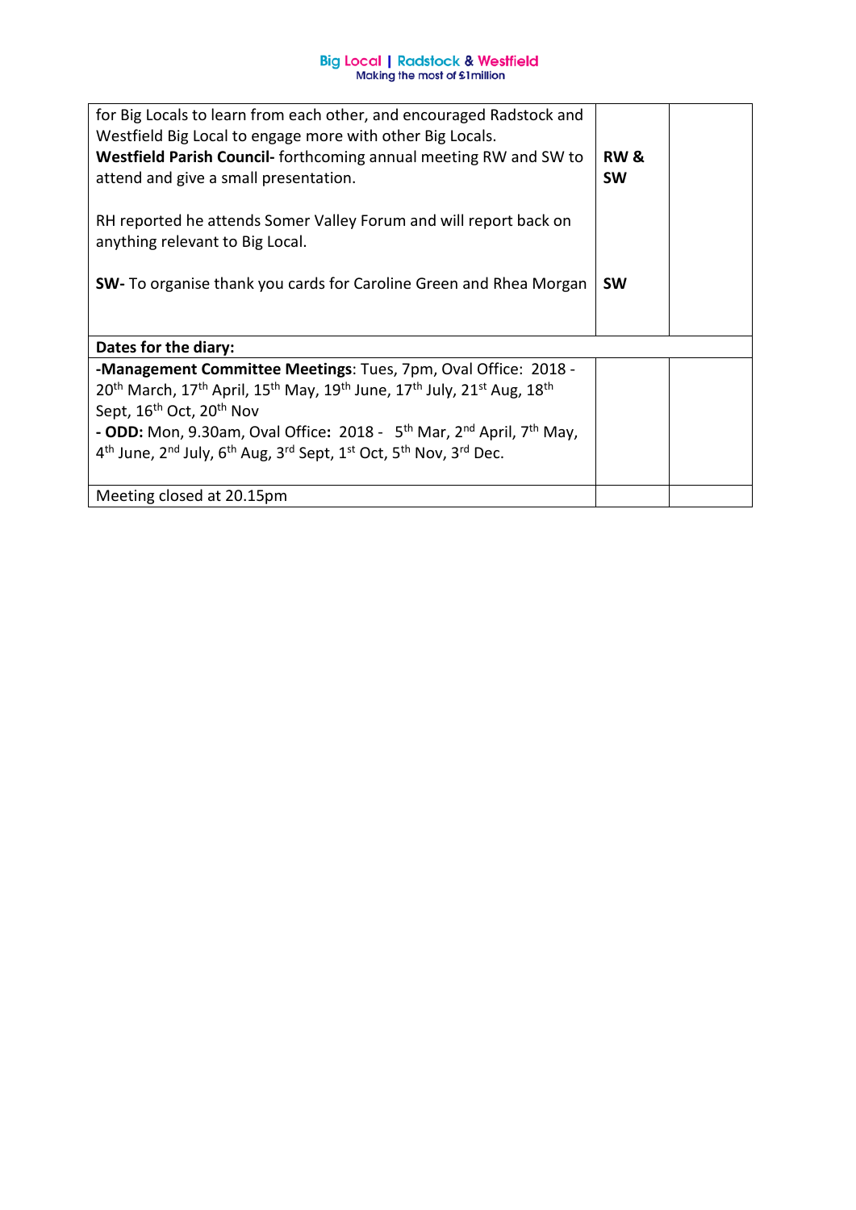| | | |
|---|---|---|
| for Big Locals to learn from each other, and encouraged Radstock and Westfield Big Local to engage more with other Big Locals.<br>**Westfield Parish Council-** forthcoming annual meeting RW and SW to attend and give a small presentation.<br><br>RH reported he attends Somer Valley Forum and will report back on anything relevant to Big Local.<br><br>**SW-** To organise thank you cards for Caroline Green and Rhea Morgan | **RW & SW**<br><br><br><br><br>**SW** | |
| **Dates for the diary:** | | |
| **-Management Committee Meetings**: Tues, 7pm, Oval Office: 2018 - 20th March, 17th April, 15th May, 19th June, 17th July, 21st Aug, 18th Sept, 16th Oct, 20th Nov<br>**- ODD:** Mon, 9.30am, Oval Office**:** 2018 - 5th Mar, 2nd April, 7th May, 4th June, 2nd July, 6th Aug, 3rd Sept, 1st Oct, 5th Nov, 3rd Dec. | | |
| Meeting closed at 20.15pm | | |